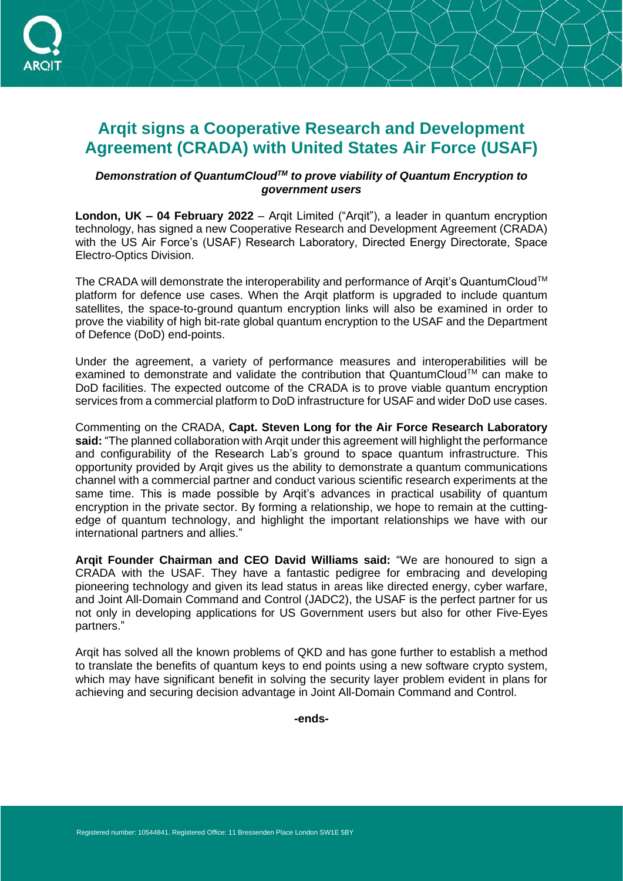# Arqit signs a Cooperative Research and Development Agreement (CRADA) with United States Air Force (USAF)

***Demonstration of QuantumCloud™ to prove viability of Quantum Encryption to government users***

**London, UK – 04 February 2022** – Arqit Limited ("Arqit"), a leader in quantum encryption technology, has signed a new Cooperative Research and Development Agreement (CRADA) with the US Air Force's (USAF) Research Laboratory, Directed Energy Directorate, Space Electro-Optics Division.

The CRADA will demonstrate the interoperability and performance of Arqit's QuantumCloud™ platform for defence use cases. When the Arqit platform is upgraded to include quantum satellites, the space-to-ground quantum encryption links will also be examined in order to prove the viability of high bit-rate global quantum encryption to the USAF and the Department of Defence (DoD) end-points.

Under the agreement, a variety of performance measures and interoperabilities will be examined to demonstrate and validate the contribution that QuantumCloud™ can make to DoD facilities. The expected outcome of the CRADA is to prove viable quantum encryption services from a commercial platform to DoD infrastructure for USAF and wider DoD use cases.

Commenting on the CRADA, **Capt. Steven Long for the Air Force Research Laboratory said:** "The planned collaboration with Arqit under this agreement will highlight the performance and configurability of the Research Lab's ground to space quantum infrastructure. This opportunity provided by Arqit gives us the ability to demonstrate a quantum communications channel with a commercial partner and conduct various scientific research experiments at the same time. This is made possible by Arqit's advances in practical usability of quantum encryption in the private sector. By forming a relationship, we hope to remain at the cutting-edge of quantum technology, and highlight the important relationships we have with our international partners and allies."

**Arqit Founder Chairman and CEO David Williams said:** "We are honoured to sign a CRADA with the USAF. They have a fantastic pedigree for embracing and developing pioneering technology and given its lead status in areas like directed energy, cyber warfare, and Joint All-Domain Command and Control (JADC2), the USAF is the perfect partner for us not only in developing applications for US Government users but also for other Five-Eyes partners."

Arqit has solved all the known problems of QKD and has gone further to establish a method to translate the benefits of quantum keys to end points using a new software crypto system, which may have significant benefit in solving the security layer problem evident in plans for achieving and securing decision advantage in Joint All-Domain Command and Control.

**-ends-**

Registered number: 10544841. Registered Office: 11 Bressenden Place London SW1E 5BY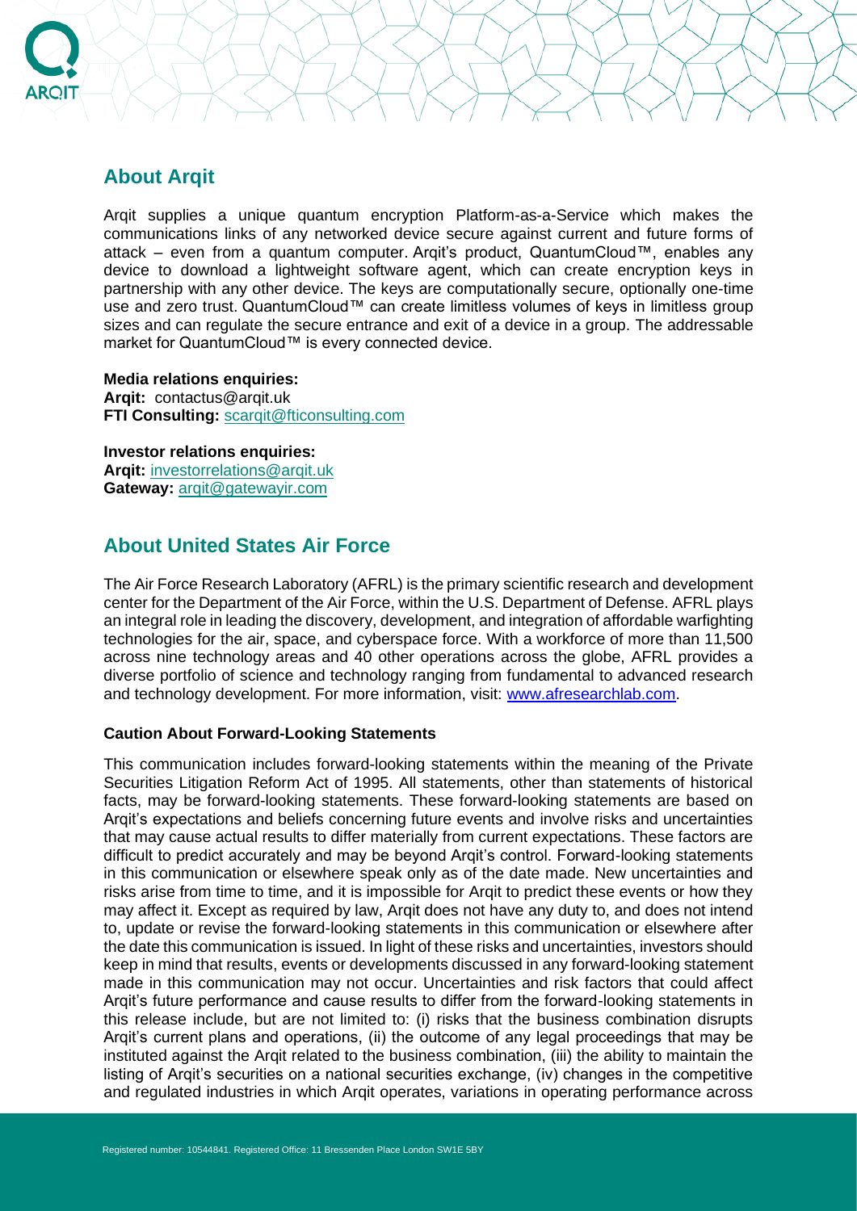## About Arqit

Arqit supplies a unique quantum encryption Platform-as-a-Service which makes the communications links of any networked device secure against current and future forms of attack – even from a quantum computer. Arqit's product, QuantumCloud™, enables any device to download a lightweight software agent, which can create encryption keys in partnership with any other device. The keys are computationally secure, optionally one-time use and zero trust. QuantumCloud™ can create limitless volumes of keys in limitless group sizes and can regulate the secure entrance and exit of a device in a group. The addressable market for QuantumCloud™ is every connected device.

**Media relations enquiries:**
**Arqit:** contactus@arqit.uk
**FTI Consulting:** scarqit@fticonsulting.com

**Investor relations enquiries:**
**Arqit:** investorrelations@arqit.uk
**Gateway:** arqit@gatewayir.com

## About United States Air Force

The Air Force Research Laboratory (AFRL) is the primary scientific research and development center for the Department of the Air Force, within the U.S. Department of Defense. AFRL plays an integral role in leading the discovery, development, and integration of affordable warfighting technologies for the air, space, and cyberspace force. With a workforce of more than 11,500 across nine technology areas and 40 other operations across the globe, AFRL provides a diverse portfolio of science and technology ranging from fundamental to advanced research and technology development. For more information, visit: www.afresearchlab.com.

**Caution About Forward-Looking Statements**

This communication includes forward-looking statements within the meaning of the Private Securities Litigation Reform Act of 1995. All statements, other than statements of historical facts, may be forward-looking statements. These forward-looking statements are based on Arqit's expectations and beliefs concerning future events and involve risks and uncertainties that may cause actual results to differ materially from current expectations. These factors are difficult to predict accurately and may be beyond Arqit's control. Forward-looking statements in this communication or elsewhere speak only as of the date made. New uncertainties and risks arise from time to time, and it is impossible for Arqit to predict these events or how they may affect it. Except as required by law, Arqit does not have any duty to, and does not intend to, update or revise the forward-looking statements in this communication or elsewhere after the date this communication is issued. In light of these risks and uncertainties, investors should keep in mind that results, events or developments discussed in any forward-looking statement made in this communication may not occur. Uncertainties and risk factors that could affect Arqit's future performance and cause results to differ from the forward-looking statements in this release include, but are not limited to: (i) risks that the business combination disrupts Arqit's current plans and operations, (ii) the outcome of any legal proceedings that may be instituted against the Arqit related to the business combination, (iii) the ability to maintain the listing of Arqit's securities on a national securities exchange, (iv) changes in the competitive and regulated industries in which Arqit operates, variations in operating performance across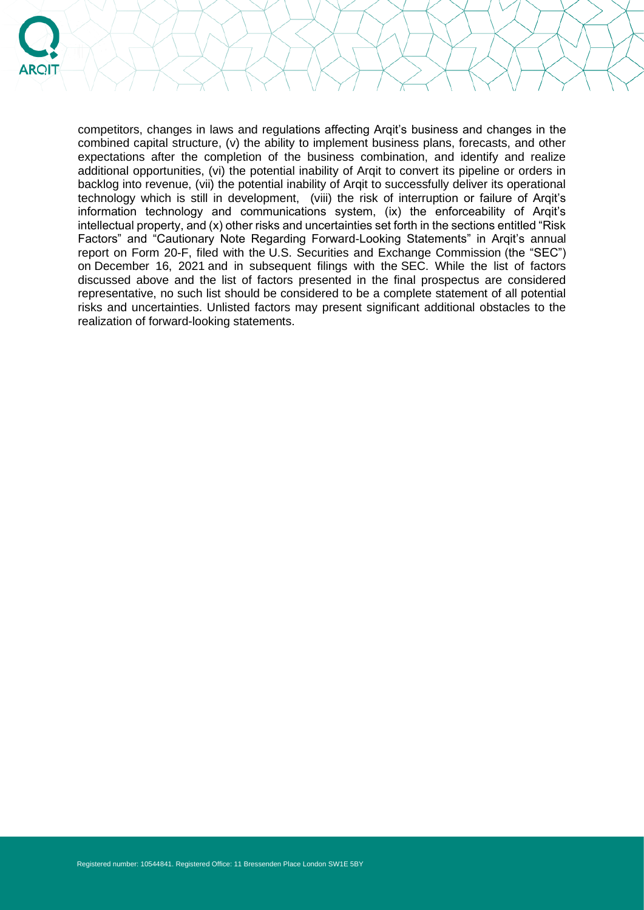competitors, changes in laws and regulations affecting Arqit's business and changes in the combined capital structure, (v) the ability to implement business plans, forecasts, and other expectations after the completion of the business combination, and identify and realize additional opportunities, (vi) the potential inability of Arqit to convert its pipeline or orders in backlog into revenue, (vii) the potential inability of Arqit to successfully deliver its operational technology which is still in development, (viii) the risk of interruption or failure of Arqit's information technology and communications system, (ix) the enforceability of Arqit's intellectual property, and (x) other risks and uncertainties set forth in the sections entitled "Risk Factors" and "Cautionary Note Regarding Forward-Looking Statements" in Arqit's annual report on Form 20-F, filed with the U.S. Securities and Exchange Commission (the "SEC") on December 16, 2021 and in subsequent filings with the SEC. While the list of factors discussed above and the list of factors presented in the final prospectus are considered representative, no such list should be considered to be a complete statement of all potential risks and uncertainties. Unlisted factors may present significant additional obstacles to the realization of forward-looking statements.